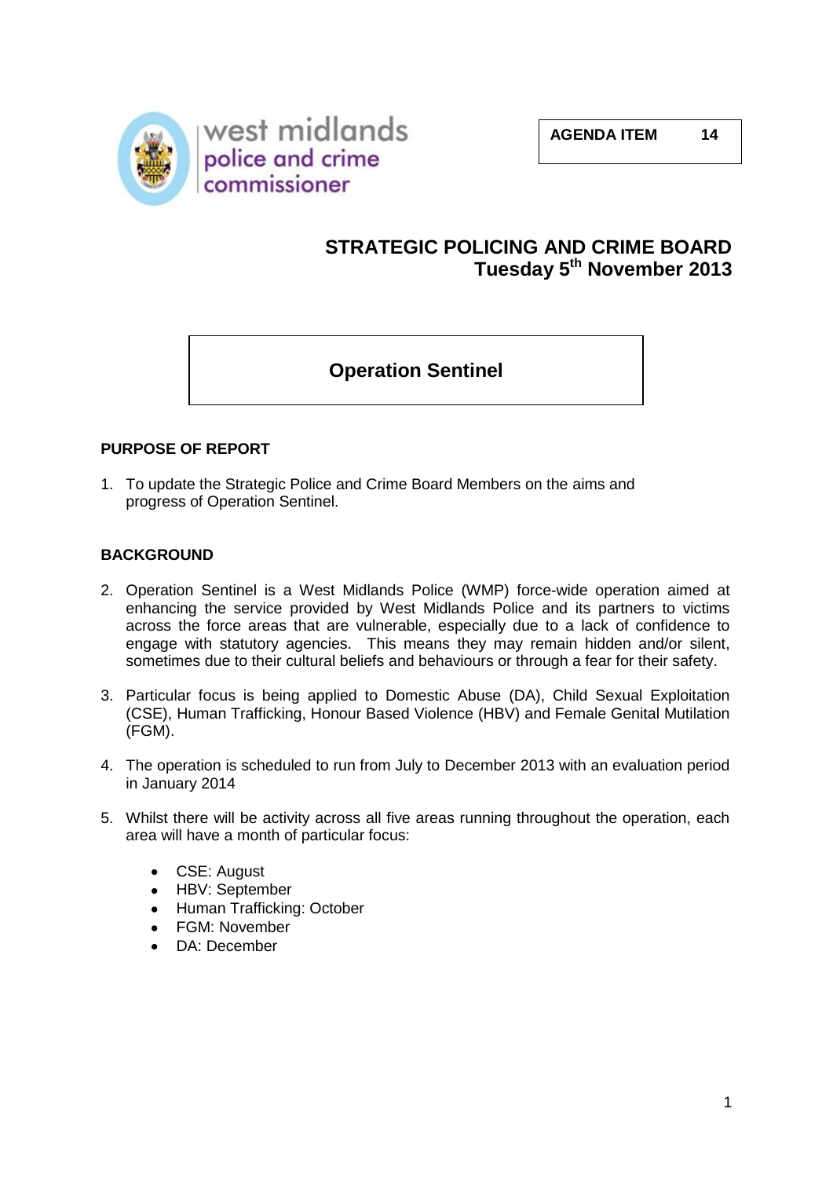west midlands police and crime commissioner

**AGENDA ITEM 14**

## STRATEGIC POLICING AND CRIME BOARD
## Tuesday 5th November 2013

# Operation Sentinel

### PURPOSE OF REPORT

1. To update the Strategic Police and Crime Board Members on the aims and progress of Operation Sentinel.

### BACKGROUND

2. Operation Sentinel is a West Midlands Police (WMP) force-wide operation aimed at enhancing the service provided by West Midlands Police and its partners to victims across the force areas that are vulnerable, especially due to a lack of confidence to engage with statutory agencies. This means they may remain hidden and/or silent, sometimes due to their cultural beliefs and behaviours or through a fear for their safety.

3. Particular focus is being applied to Domestic Abuse (DA), Child Sexual Exploitation (CSE), Human Trafficking, Honour Based Violence (HBV) and Female Genital Mutilation (FGM).

4. The operation is scheduled to run from July to December 2013 with an evaluation period in January 2014

5. Whilst there will be activity across all five areas running throughout the operation, each area will have a month of particular focus:

   - CSE: August
   - HBV: September
   - Human Trafficking: October
   - FGM: November
   - DA: December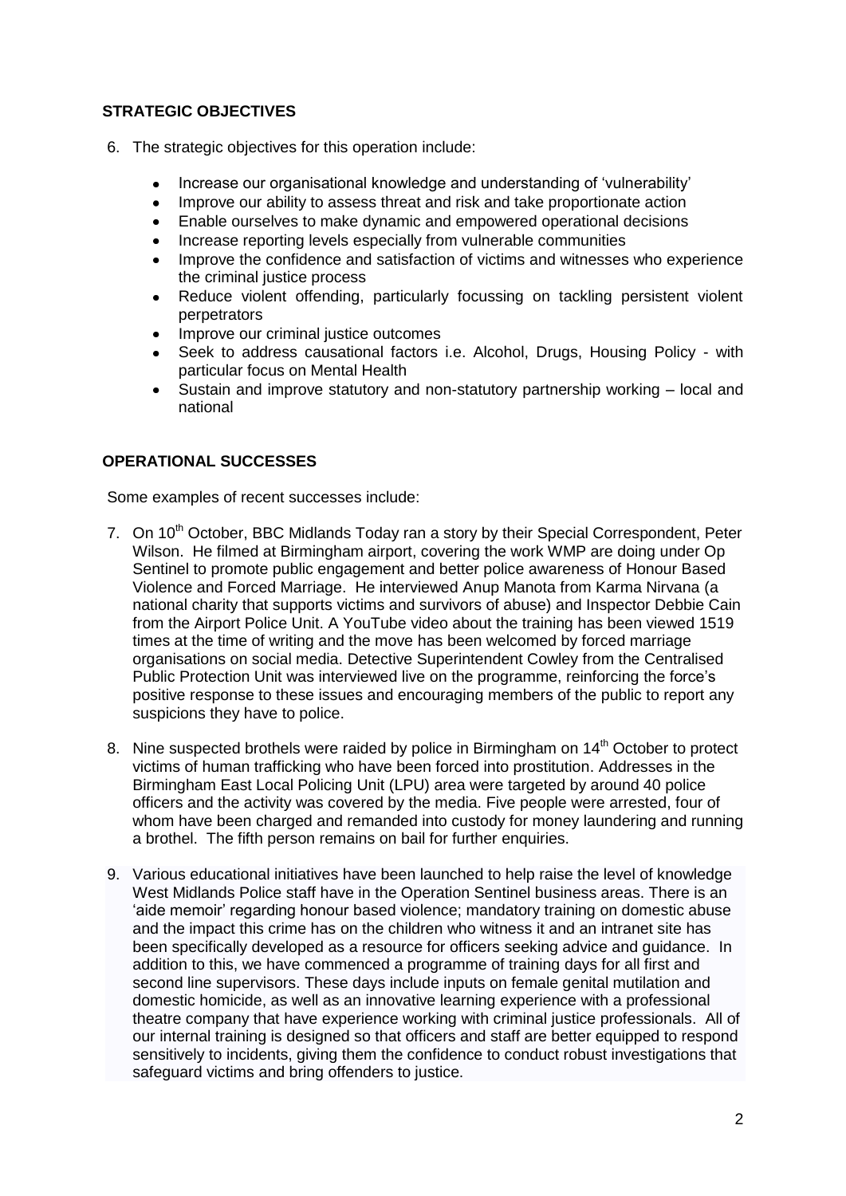## STRATEGIC OBJECTIVES

6. The strategic objectives for this operation include:

    - Increase our organisational knowledge and understanding of 'vulnerability'
    - Improve our ability to assess threat and risk and take proportionate action
    - Enable ourselves to make dynamic and empowered operational decisions
    - Increase reporting levels especially from vulnerable communities
    - Improve the confidence and satisfaction of victims and witnesses who experience the criminal justice process
    - Reduce violent offending, particularly focussing on tackling persistent violent perpetrators
    - Improve our criminal justice outcomes
    - Seek to address causational factors i.e. Alcohol, Drugs, Housing Policy - with particular focus on Mental Health
    - Sustain and improve statutory and non-statutory partnership working – local and national

## OPERATIONAL SUCCESSES

Some examples of recent successes include:

7. On 10th October, BBC Midlands Today ran a story by their Special Correspondent, Peter Wilson. He filmed at Birmingham airport, covering the work WMP are doing under Op Sentinel to promote public engagement and better police awareness of Honour Based Violence and Forced Marriage. He interviewed Anup Manota from Karma Nirvana (a national charity that supports victims and survivors of abuse) and Inspector Debbie Cain from the Airport Police Unit. A YouTube video about the training has been viewed 1519 times at the time of writing and the move has been welcomed by forced marriage organisations on social media. Detective Superintendent Cowley from the Centralised Public Protection Unit was interviewed live on the programme, reinforcing the force's positive response to these issues and encouraging members of the public to report any suspicions they have to police.

8. Nine suspected brothels were raided by police in Birmingham on 14th October to protect victims of human trafficking who have been forced into prostitution. Addresses in the Birmingham East Local Policing Unit (LPU) area were targeted by around 40 police officers and the activity was covered by the media. Five people were arrested, four of whom have been charged and remanded into custody for money laundering and running a brothel. The fifth person remains on bail for further enquiries.

9. Various educational initiatives have been launched to help raise the level of knowledge West Midlands Police staff have in the Operation Sentinel business areas. There is an 'aide memoir' regarding honour based violence; mandatory training on domestic abuse and the impact this crime has on the children who witness it and an intranet site has been specifically developed as a resource for officers seeking advice and guidance. In addition to this, we have commenced a programme of training days for all first and second line supervisors. These days include inputs on female genital mutilation and domestic homicide, as well as an innovative learning experience with a professional theatre company that have experience working with criminal justice professionals. All of our internal training is designed so that officers and staff are better equipped to respond sensitively to incidents, giving them the confidence to conduct robust investigations that safeguard victims and bring offenders to justice.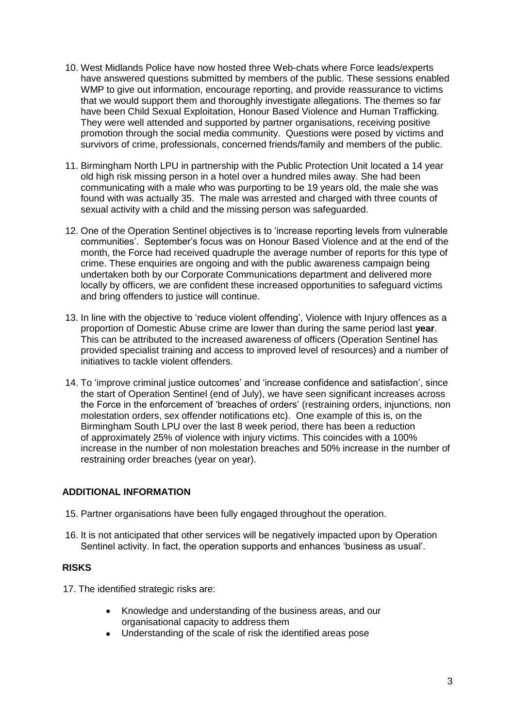10. West Midlands Police have now hosted three Web-chats where Force leads/experts have answered questions submitted by members of the public. These sessions enabled WMP to give out information, encourage reporting, and provide reassurance to victims that we would support them and thoroughly investigate allegations. The themes so far have been Child Sexual Exploitation, Honour Based Violence and Human Trafficking. They were well attended and supported by partner organisations, receiving positive promotion through the social media community. Questions were posed by victims and survivors of crime, professionals, concerned friends/family and members of the public.

11. Birmingham North LPU in partnership with the Public Protection Unit located a 14 year old high risk missing person in a hotel over a hundred miles away. She had been communicating with a male who was purporting to be 19 years old, the male she was found with was actually 35. The male was arrested and charged with three counts of sexual activity with a child and the missing person was safeguarded.

12. One of the Operation Sentinel objectives is to 'increase reporting levels from vulnerable communities'. September's focus was on Honour Based Violence and at the end of the month, the Force had received quadruple the average number of reports for this type of crime. These enquiries are ongoing and with the public awareness campaign being undertaken both by our Corporate Communications department and delivered more locally by officers, we are confident these increased opportunities to safeguard victims and bring offenders to justice will continue.

13. In line with the objective to 'reduce violent offending', Violence with Injury offences as a proportion of Domestic Abuse crime are lower than during the same period last **year**. This can be attributed to the increased awareness of officers (Operation Sentinel has provided specialist training and access to improved level of resources) and a number of initiatives to tackle violent offenders.

14. To 'improve criminal justice outcomes' and 'increase confidence and satisfaction', since the start of Operation Sentinel (end of July), we have seen significant increases across the Force in the enforcement of 'breaches of orders' (restraining orders, injunctions, non molestation orders, sex offender notifications etc). One example of this is, on the Birmingham South LPU over the last 8 week period, there has been a reduction of approximately 25% of violence with injury victims. This coincides with a 100% increase in the number of non molestation breaches and 50% increase in the number of restraining order breaches (year on year).

## ADDITIONAL INFORMATION

15. Partner organisations have been fully engaged throughout the operation.

16. It is not anticipated that other services will be negatively impacted upon by Operation Sentinel activity. In fact, the operation supports and enhances 'business as usual'.

## RISKS

17. The identified strategic risks are:

    - Knowledge and understanding of the business areas, and our organisational capacity to address them
    - Understanding of the scale of risk the identified areas pose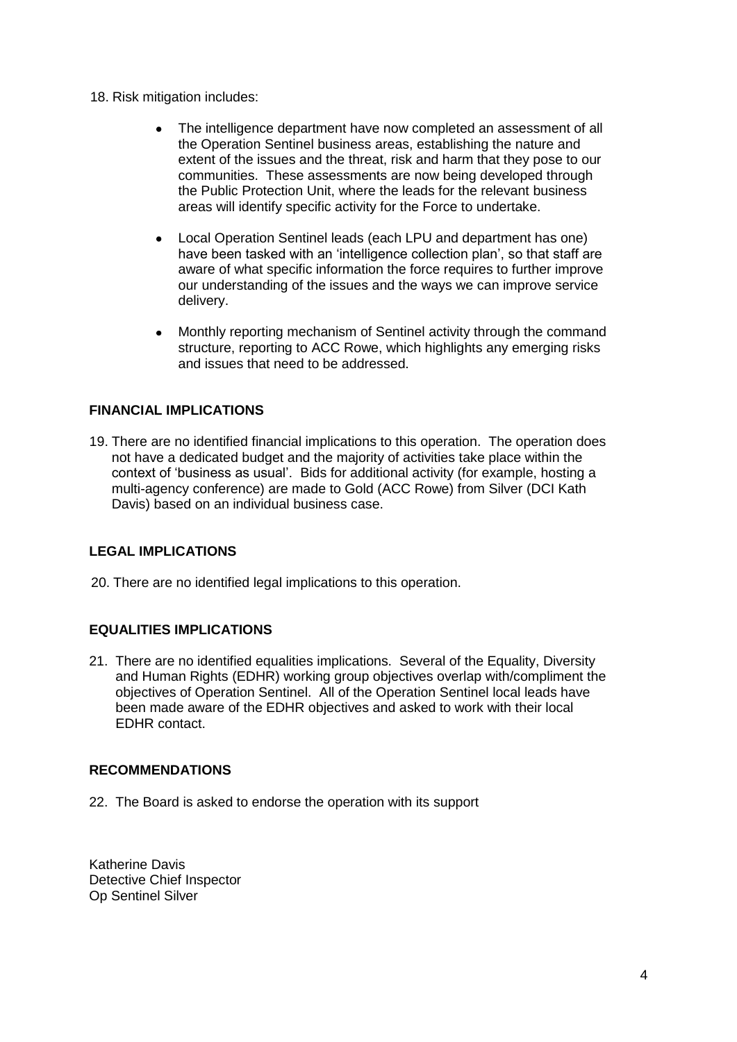18. Risk mitigation includes:

- The intelligence department have now completed an assessment of all the Operation Sentinel business areas, establishing the nature and extent of the issues and the threat, risk and harm that they pose to our communities. These assessments are now being developed through the Public Protection Unit, where the leads for the relevant business areas will identify specific activity for the Force to undertake.

- Local Operation Sentinel leads (each LPU and department has one) have been tasked with an 'intelligence collection plan', so that staff are aware of what specific information the force requires to further improve our understanding of the issues and the ways we can improve service delivery.

- Monthly reporting mechanism of Sentinel activity through the command structure, reporting to ACC Rowe, which highlights any emerging risks and issues that need to be addressed.

**FINANCIAL IMPLICATIONS**

19. There are no identified financial implications to this operation. The operation does not have a dedicated budget and the majority of activities take place within the context of 'business as usual'. Bids for additional activity (for example, hosting a multi-agency conference) are made to Gold (ACC Rowe) from Silver (DCI Kath Davis) based on an individual business case.

**LEGAL IMPLICATIONS**

20. There are no identified legal implications to this operation.

**EQUALITIES IMPLICATIONS**

21. There are no identified equalities implications. Several of the Equality, Diversity and Human Rights (EDHR) working group objectives overlap with/compliment the objectives of Operation Sentinel. All of the Operation Sentinel local leads have been made aware of the EDHR objectives and asked to work with their local EDHR contact.

**RECOMMENDATIONS**

22. The Board is asked to endorse the operation with its support

Katherine Davis
Detective Chief Inspector
Op Sentinel Silver